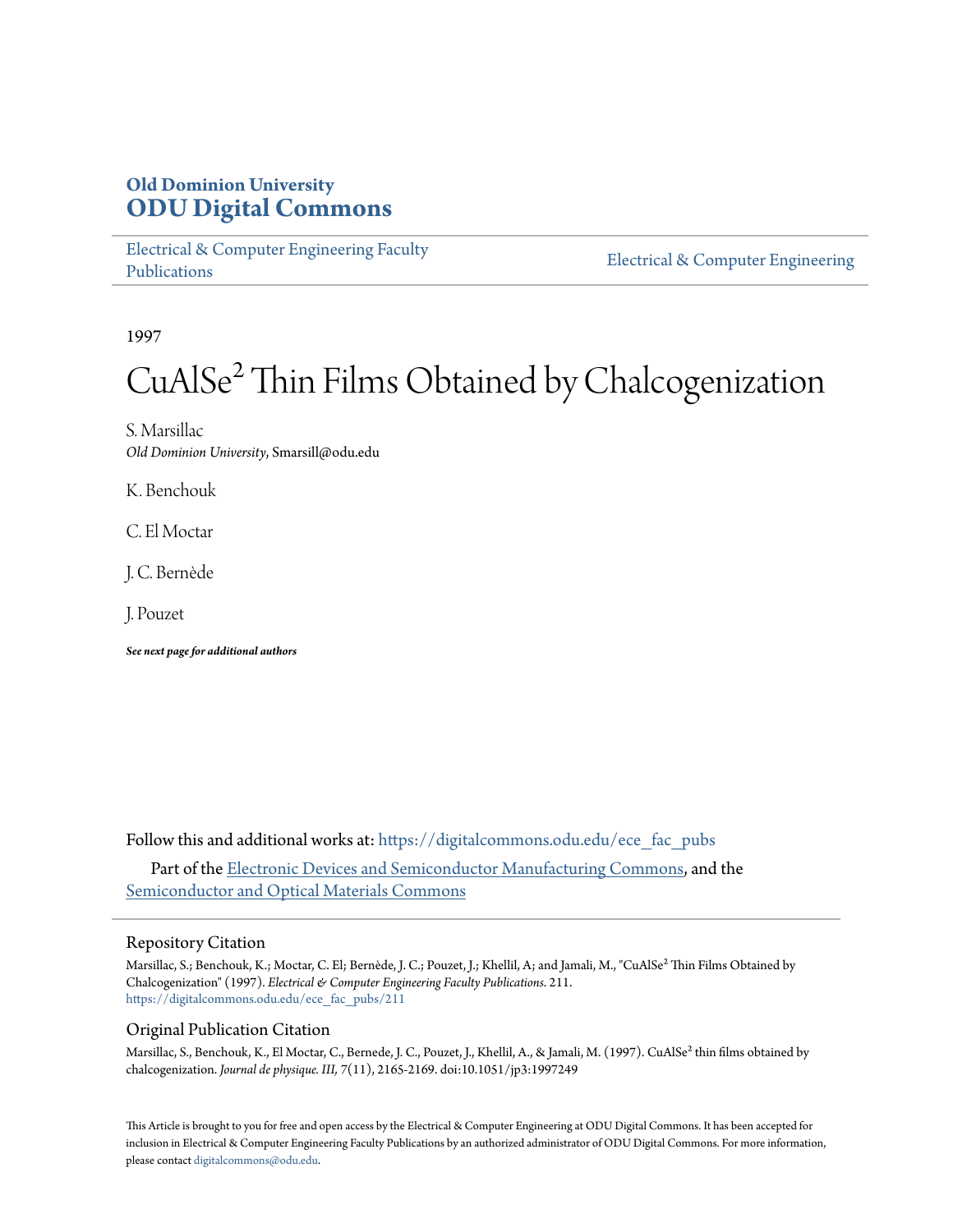**Old Dominion University**
**ODU Digital Commons**

Electrical & Computer Engineering Faculty Publications

Electrical & Computer Engineering

1997

# CuAlSe² Thin Films Obtained by Chalcogenization

S. Marsillac
*Old Dominion University*, Smarsill@odu.edu

K. Benchouk

C. El Moctar

J. C. Bernède

J. Pouzet

***See next page for additional authors***

Follow this and additional works at: https://digitalcommons.odu.edu/ece_fac_pubs

Part of the Electronic Devices and Semiconductor Manufacturing Commons, and the Semiconductor and Optical Materials Commons

## Repository Citation

Marsillac, S.; Benchouk, K.; Moctar, C. El; Bernède, J. C.; Pouzet, J.; Khellil, A; and Jamali, M., "CuAlSe² Thin Films Obtained by Chalcogenization" (1997). *Electrical & Computer Engineering Faculty Publications*. 211.
https://digitalcommons.odu.edu/ece_fac_pubs/211

## Original Publication Citation

Marsillac, S., Benchouk, K., El Moctar, C., Bernede, J. C., Pouzet, J., Khellil, A., & Jamali, M. (1997). CuAlSe² thin films obtained by chalcogenization. *Journal de physique. III, 7*(11), 2165-2169. doi:10.1051/jp3:1997249

This Article is brought to you for free and open access by the Electrical & Computer Engineering at ODU Digital Commons. It has been accepted for inclusion in Electrical & Computer Engineering Faculty Publications by an authorized administrator of ODU Digital Commons. For more information, please contact digitalcommons@odu.edu.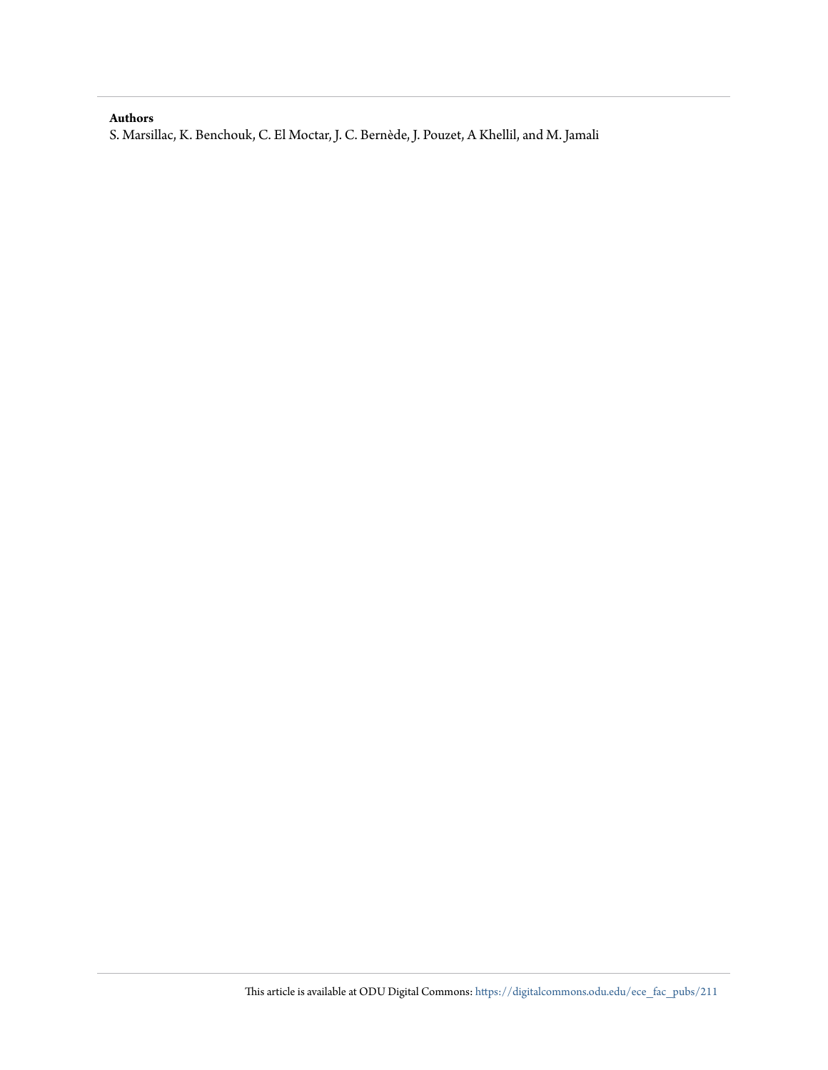**Authors**

S. Marsillac, K. Benchouk, C. El Moctar, J. C. Bernède, J. Pouzet, A Khellil, and M. Jamali

This article is available at ODU Digital Commons: https://digitalcommons.odu.edu/ece_fac_pubs/211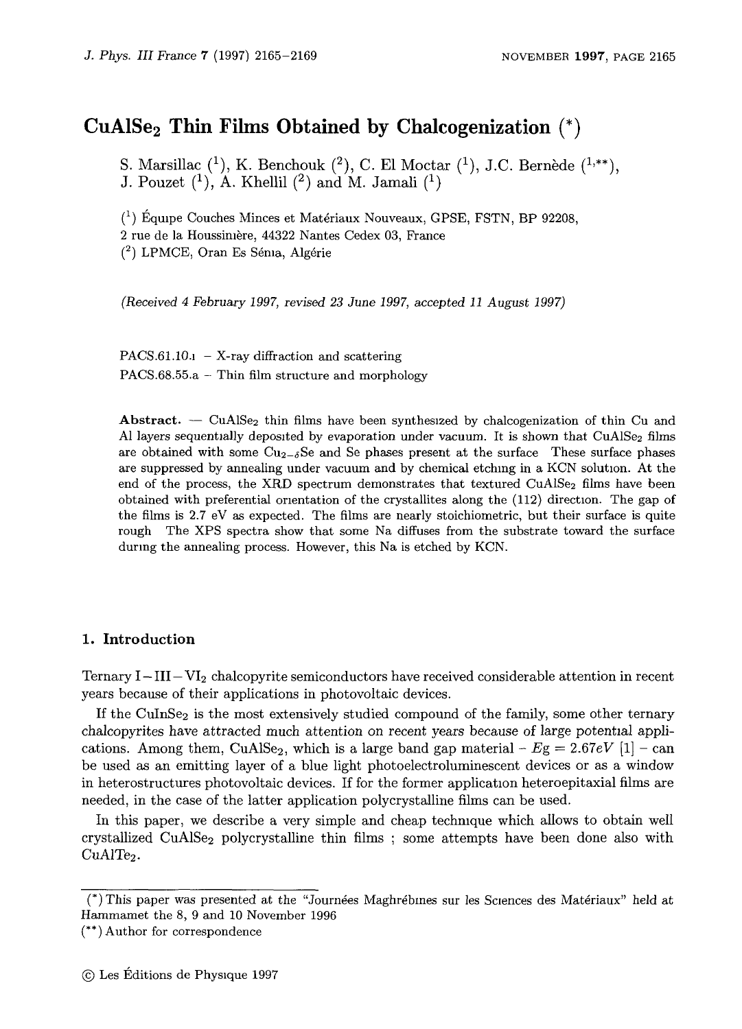# $CuAlSe_2$ Thin Films Obtained by Chalcogenization (*)

S. Marsillac ([1]), K. Benchouk ([2]), C. El Moctar ([1]), J.C. Bernède ([1,**]), J. Pouzet ([1]), A. Khellil ([2]) and M. Jamali ([1])

([1]) Équipe Couches Minces et Matériaux Nouveaux, GPSE, FSTN, BP 92208, 2 rue de la Houssinière, 44322 Nantes Cedex 03, France

([2]) LPMCE, Oran Es Sénia, Algérie

*(Received 4 February 1997, revised 23 June 1997, accepted 11 August 1997)*

PACS.61.10.i – X-ray diffraction and scattering

PACS.68.55.a – Thin film structure and morphology

**Abstract.** — $CuAlSe_2$ thin films have been synthesized by chalcogenization of thin Cu and Al layers sequentially deposited by evaporation under vacuum. It is shown that $CuAlSe_2$ films are obtained with some $Cu_{2-\delta}Se$ and Se phases present at the surface. These surface phases are suppressed by annealing under vacuum and by chemical etching in a KCN solution. At the end of the process, the XRD spectrum demonstrates that textured $CuAlSe_2$ films have been obtained with preferential orientation of the crystallites along the (112) direction. The gap of the films is 2.7 eV as expected. The films are nearly stoichiometric, but their surface is quite rough. The XPS spectra show that some Na diffuses from the substrate toward the surface during the annealing process. However, this Na is etched by KCN.

## 1. Introduction

Ternary $I-III-VI_2$ chalcopyrite semiconductors have received considerable attention in recent years because of their applications in photovoltaic devices.

If the $CuInSe_2$ is the most extensively studied compound of the family, some other ternary chalcopyrites have attracted much attention on recent years because of large potential applications. Among them, $CuAlSe_2$, which is a large band gap material - $Eg = 2.67eV$ [1] - can be used as an emitting layer of a blue light photoelectroluminescent devices or as a window in heterostructures photovoltaic devices. If for the former application heteroepitaxial films are needed, in the case of the latter application polycrystalline films can be used.

In this paper, we describe a very simple and cheap technique which allows to obtain well crystallized $CuAlSe_2$ polycrystalline thin films ; some attempts have been done also with $CuAlTe_2$.

(*) This paper was presented at the "Journées Maghrébines sur les Sciences des Matériaux" held at Hammamet the 8, 9 and 10 November 1996

(**) Author for correspondence

© Les Éditions de Physique 1997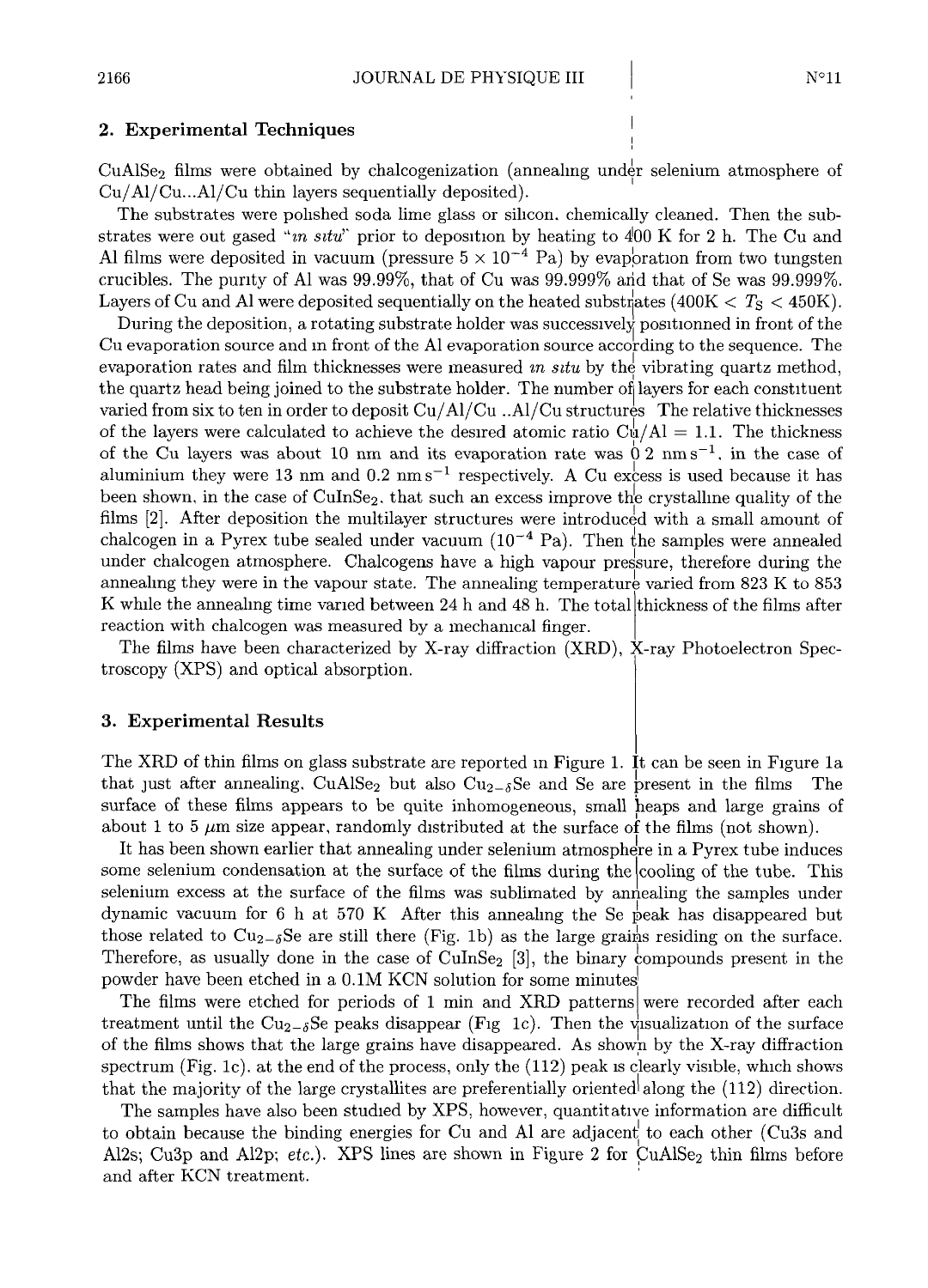## 2. Experimental Techniques

$CuAlSe_2$ films were obtained by chalcogenization (annealing under selenium atmosphere of Cu/Al/Cu...Al/Cu thin layers sequentially deposited).

The substrates were polished soda lime glass or silicon, chemically cleaned. Then the substrates were out gased "*in situ*" prior to deposition by heating to 400 K for 2 h. The Cu and Al films were deposited in vacuum (pressure $5 \times 10^{-4}$ Pa) by evaporation from two tungsten crucibles. The purity of Al was 99.99%, that of Cu was 99.999% and that of Se was 99.999%. Layers of Cu and Al were deposited sequentially on the heated substrates ($400\text{K} < T_S < 450\text{K}$).

During the deposition, a rotating substrate holder was successively positionned in front of the Cu evaporation source and in front of the Al evaporation source according to the sequence. The evaporation rates and film thicknesses were measured *in situ* by the vibrating quartz method, the quartz head being joined to the substrate holder. The number of layers for each constituent varied from six to ten in order to deposit Cu/Al/Cu ..Al/Cu structures The relative thicknesses of the layers were calculated to achieve the desired atomic ratio Cu/Al = 1.1. The thickness of the Cu layers was about 10 nm and its evaporation rate was 0 2 nm $\text{s}^{-1}$, in the case of aluminium they were 13 nm and 0.2 nm $\text{s}^{-1}$ respectively. A Cu excess is used because it has been shown, in the case of $CuInSe_2$, that such an excess improve the crystalline quality of the films [2]. After deposition the multilayer structures were introduced with a small amount of chalcogen in a Pyrex tube sealed under vacuum ($10^{-4}$ Pa). Then the samples were annealed under chalcogen atmosphere. Chalcogens have a high vapour pressure, therefore during the annealing they were in the vapour state. The annealing temperature varied from 823 K to 853 K while the annealing time varied between 24 h and 48 h. The total thickness of the films after reaction with chalcogen was measured by a mechanical finger.

The films have been characterized by X-ray diffraction (XRD), X-ray Photoelectron Spectroscopy (XPS) and optical absorption.

## 3. Experimental Results

The XRD of thin films on glass substrate are reported in Figure 1. It can be seen in Figure 1a that just after annealing, $CuAlSe_2$ but also $Cu_{2-\delta}Se$ and Se are present in the films The surface of these films appears to be quite inhomogeneous, small heaps and large grains of about 1 to 5 $\mu$m size appear, randomly distributed at the surface of the films (not shown).

It has been shown earlier that annealing under selenium atmosphere in a Pyrex tube induces some selenium condensation at the surface of the films during the cooling of the tube. This selenium excess at the surface of the films was sublimated by annealing the samples under dynamic vacuum for 6 h at 570 K After this annealing the Se peak has disappeared but those related to $Cu_{2-\delta}Se$ are still there (Fig. 1b) as the large grains residing on the surface. Therefore, as usually done in the case of $CuInSe_2$ [3], the binary compounds present in the powder have been etched in a 0.1M KCN solution for some minutes

The films were etched for periods of 1 min and XRD patterns were recorded after each treatment until the $Cu_{2-\delta}Se$ peaks disappear (Fig 1c). Then the visualization of the surface of the films shows that the large grains have disappeared. As shown by the X-ray diffraction spectrum (Fig. 1c), at the end of the process, only the (112) peak is clearly visible, which shows that the majority of the large crystallites are preferentially oriented along the (112) direction.

The samples have also been studied by XPS, however, quantitative information are difficult to obtain because the binding energies for Cu and Al are adjacent to each other (Cu3s and Al2s; Cu3p and Al2p; *etc.*). XPS lines are shown in Figure 2 for $CuAlSe_2$ thin films before and after KCN treatment.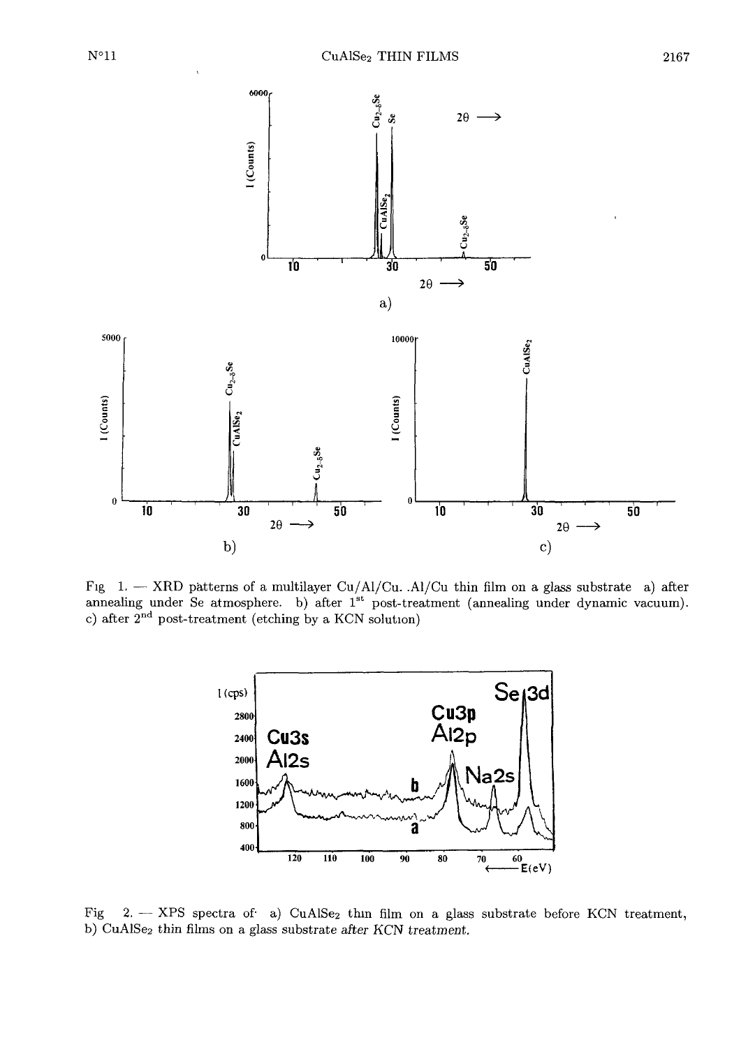Fig 1. — XRD patterns of a multilayer Cu/Al/Cu. .Al/Cu thin film on a glass substrate a) after annealing under Se atmosphere. b) after 1[st] post-treatment (annealing under dynamic vacuum). c) after 2[nd] post-treatment (etching by a KCN solution)

Fig 2. — XPS spectra of a) $CuAlSe_2$ thin film on a glass substrate before KCN treatment, b) $CuAlSe_2$ thin films on a glass substrate *after KCN treatment.*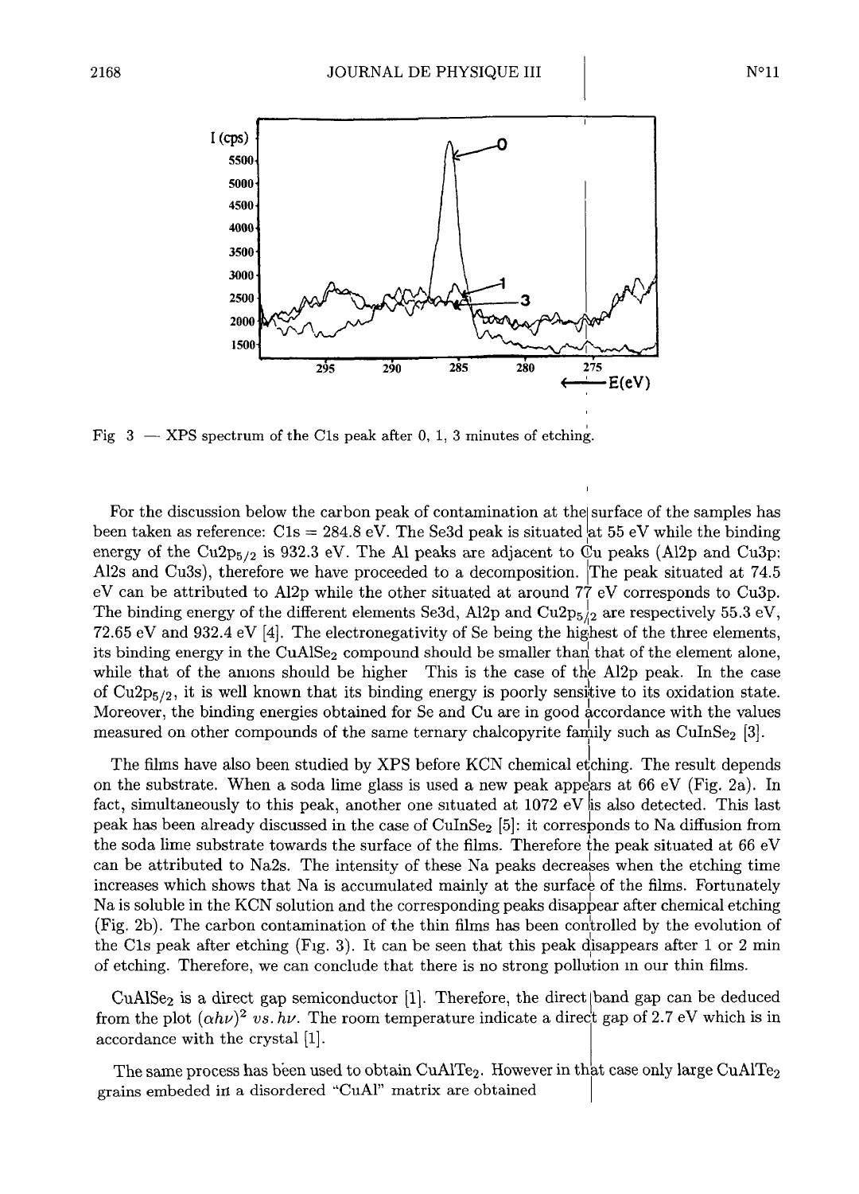Fig 3 — XPS spectrum of the C1s peak after 0, 1, 3 minutes of etching.

For the discussion below the carbon peak of contamination at the surface of the samples has been taken as reference: C1s = 284.8 eV. The Se3d peak is situated at 55 eV while the binding energy of the $Cu2p_{5/2}$ is 932.3 eV. The Al peaks are adjacent to Cu peaks (Al2p and Cu3p; Al2s and Cu3s), therefore we have proceeded to a decomposition. The peak situated at 74.5 eV can be attributed to Al2p while the other situated at around 77 eV corresponds to Cu3p. The binding energy of the different elements Se3d, Al2p and $Cu2p_{5/2}$ are respectively 55.3 eV, 72.65 eV and 932.4 eV [4]. The electronegativity of Se being the highest of the three elements, its binding energy in the $CuAlSe_2$ compound should be smaller than that of the element alone, while that of the anions should be higher This is the case of the Al2p peak. In the case of $Cu2p_{5/2}$, it is well known that its binding energy is poorly sensitive to its oxidation state. Moreover, the binding energies obtained for Se and Cu are in good accordance with the values measured on other compounds of the same ternary chalcopyrite family such as $CuInSe_2$ [3].

The films have also been studied by XPS before KCN chemical etching. The result depends on the substrate. When a soda lime glass is used a new peak appears at 66 eV (Fig. 2a). In fact, simultaneously to this peak, another one situated at 1072 eV is also detected. This last peak has been already discussed in the case of $CuInSe_2$ [5]: it corresponds to Na diffusion from the soda lime substrate towards the surface of the films. Therefore the peak situated at 66 eV can be attributed to Na2s. The intensity of these Na peaks decreases when the etching time increases which shows that Na is accumulated mainly at the surface of the films. Fortunately Na is soluble in the KCN solution and the corresponding peaks disappear after chemical etching (Fig. 2b). The carbon contamination of the thin films has been controlled by the evolution of the C1s peak after etching (Fig. 3). It can be seen that this peak disappears after 1 or 2 min of etching. Therefore, we can conclude that there is no strong pollution in our thin films.

$CuAlSe_2$ is a direct gap semiconductor [1]. Therefore, the direct band gap can be deduced from the plot $(\alpha h\nu)^2$ *vs.* $h\nu$. The room temperature indicate a direct gap of 2.7 eV which is in accordance with the crystal [1].

The same process has been used to obtain $CuAlTe_2$. However in that case only large $CuAlTe_2$ grains embeded in a disordered "CuAl" matrix are obtained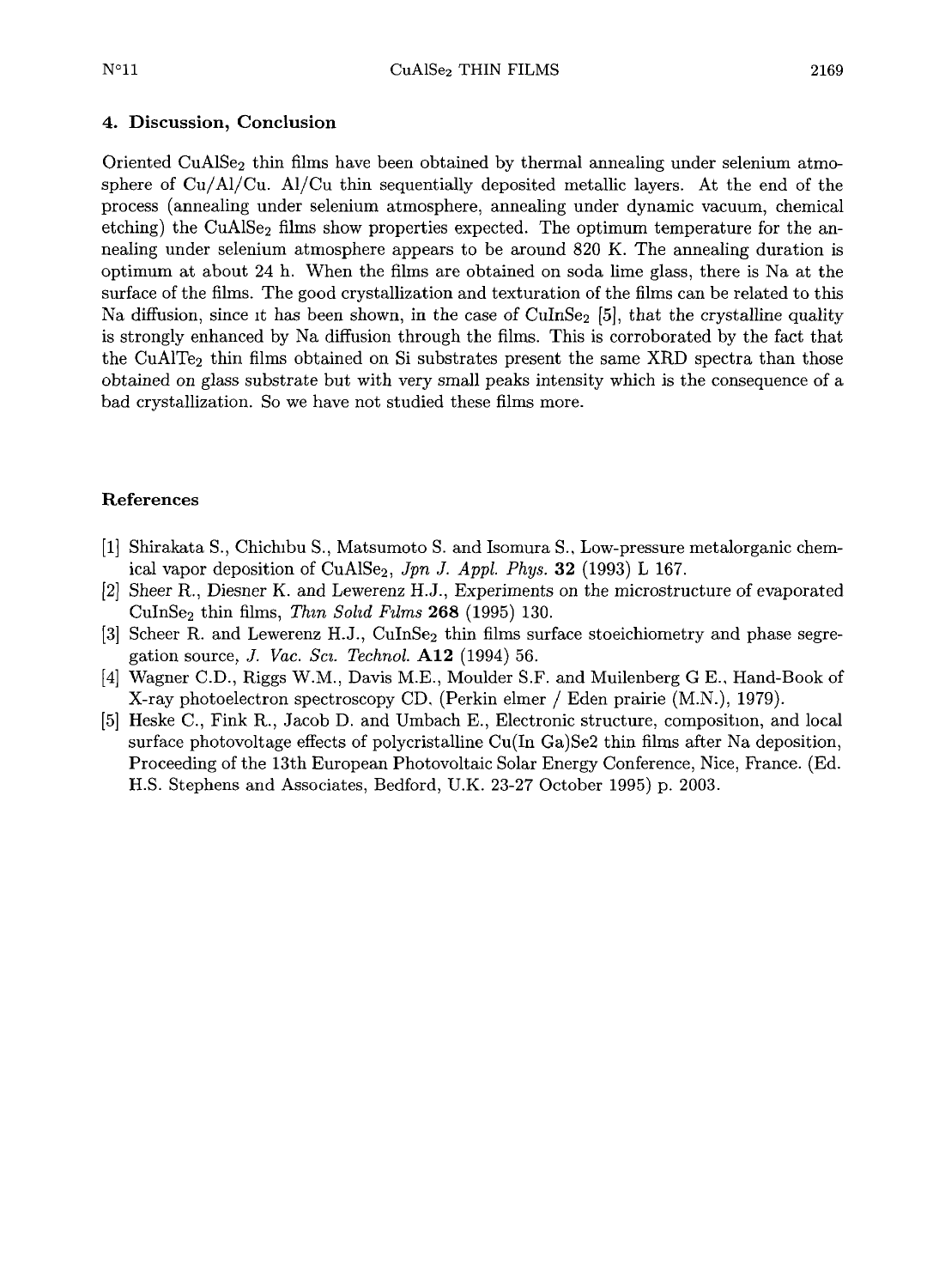## 4. Discussion, Conclusion

Oriented $CuAlSe_2$ thin films have been obtained by thermal annealing under selenium atmosphere of Cu/Al/Cu. Al/Cu thin sequentially deposited metallic layers. At the end of the process (annealing under selenium atmosphere, annealing under dynamic vacuum, chemical etching) the $CuAlSe_2$ films show properties expected. The optimum temperature for the annealing under selenium atmosphere appears to be around 820 K. The annealing duration is optimum at about 24 h. When the films are obtained on soda lime glass, there is Na at the surface of the films. The good crystallization and texturation of the films can be related to this Na diffusion, since it has been shown, in the case of $CuInSe_2$ [5], that the crystalline quality is strongly enhanced by Na diffusion through the films. This is corroborated by the fact that the $CuAlTe_2$ thin films obtained on Si substrates present the same XRD spectra than those obtained on glass substrate but with very small peaks intensity which is the consequence of a bad crystallization. So we have not studied these films more.

## References

[1] Shirakata S., Chichibu S., Matsumoto S. and Isomura S., Low-pressure metalorganic chemical vapor deposition of $CuAlSe_2$, *Jpn J. Appl. Phys.* **32** (1993) L 167.

[2] Sheer R., Diesner K. and Lewerenz H.J., Experiments on the microstructure of evaporated $CuInSe_2$ thin films, *Thin Solid Films* **268** (1995) 130.

[3] Scheer R. and Lewerenz H.J., $CuInSe_2$ thin films surface stoeichiometry and phase segregation source, *J. Vac. Sci. Technol.* **A12** (1994) 56.

[4] Wagner C.D., Riggs W.M., Davis M.E., Moulder S.F. and Muilenberg G E., Hand-Book of X-ray photoelectron spectroscopy CD. (Perkin elmer / Eden prairie (M.N.), 1979).

[5] Heske C., Fink R., Jacob D. and Umbach E., Electronic structure, composition, and local surface photovoltage effects of polycristalline Cu(In Ga)Se2 thin films after Na deposition, Proceeding of the 13th European Photovoltaic Solar Energy Conference, Nice, France. (Ed. H.S. Stephens and Associates, Bedford, U.K. 23-27 October 1995) p. 2003.